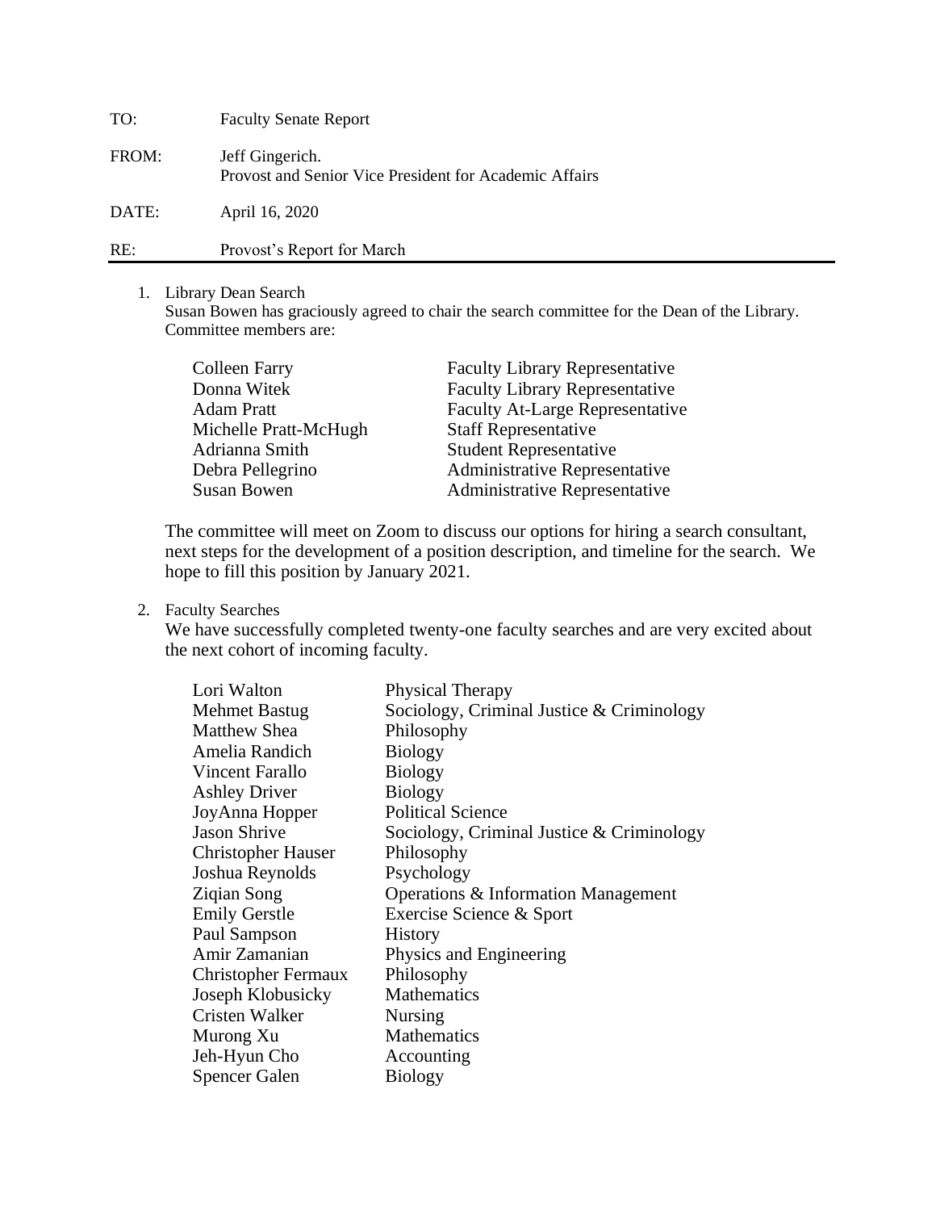| | |
|---|---|
| TO: | Faculty Senate Report |
| FROM: | Jeff Gingerich.<br>Provost and Senior Vice President for Academic Affairs |
| DATE: | April 16, 2020 |
| RE: | Provost's Report for March |

1. Library Dean Search
   Susan Bowen has graciously agreed to chair the search committee for the Dean of the Library. Committee members are:

| | |
|---|---|
| Colleen Farry | Faculty Library Representative |
| Donna Witek | Faculty Library Representative |
| Adam Pratt | Faculty At-Large Representative |
| Michelle Pratt-McHugh | Staff Representative |
| Adrianna Smith | Student Representative |
| Debra Pellegrino | Administrative Representative |
| Susan Bowen | Administrative Representative |

   The committee will meet on Zoom to discuss our options for hiring a search consultant, next steps for the development of a position description, and timeline for the search. We hope to fill this position by January 2021.

2. Faculty Searches
   We have successfully completed twenty-one faculty searches and are very excited about the next cohort of incoming faculty.

| | |
|---|---|
| Lori Walton | Physical Therapy |
| Mehmet Bastug | Sociology, Criminal Justice & Criminology |
| Matthew Shea | Philosophy |
| Amelia Randich | Biology |
| Vincent Farallo | Biology |
| Ashley Driver | Biology |
| JoyAnna Hopper | Political Science |
| Jason Shrive | Sociology, Criminal Justice & Criminology |
| Christopher Hauser | Philosophy |
| Joshua Reynolds | Psychology |
| Ziqian Song | Operations & Information Management |
| Emily Gerstle | Exercise Science & Sport |
| Paul Sampson | History |
| Amir Zamanian | Physics and Engineering |
| Christopher Fermaux | Philosophy |
| Joseph Klobusicky | Mathematics |
| Cristen Walker | Nursing |
| Murong Xu | Mathematics |
| Jeh-Hyun Cho | Accounting |
| Spencer Galen | Biology |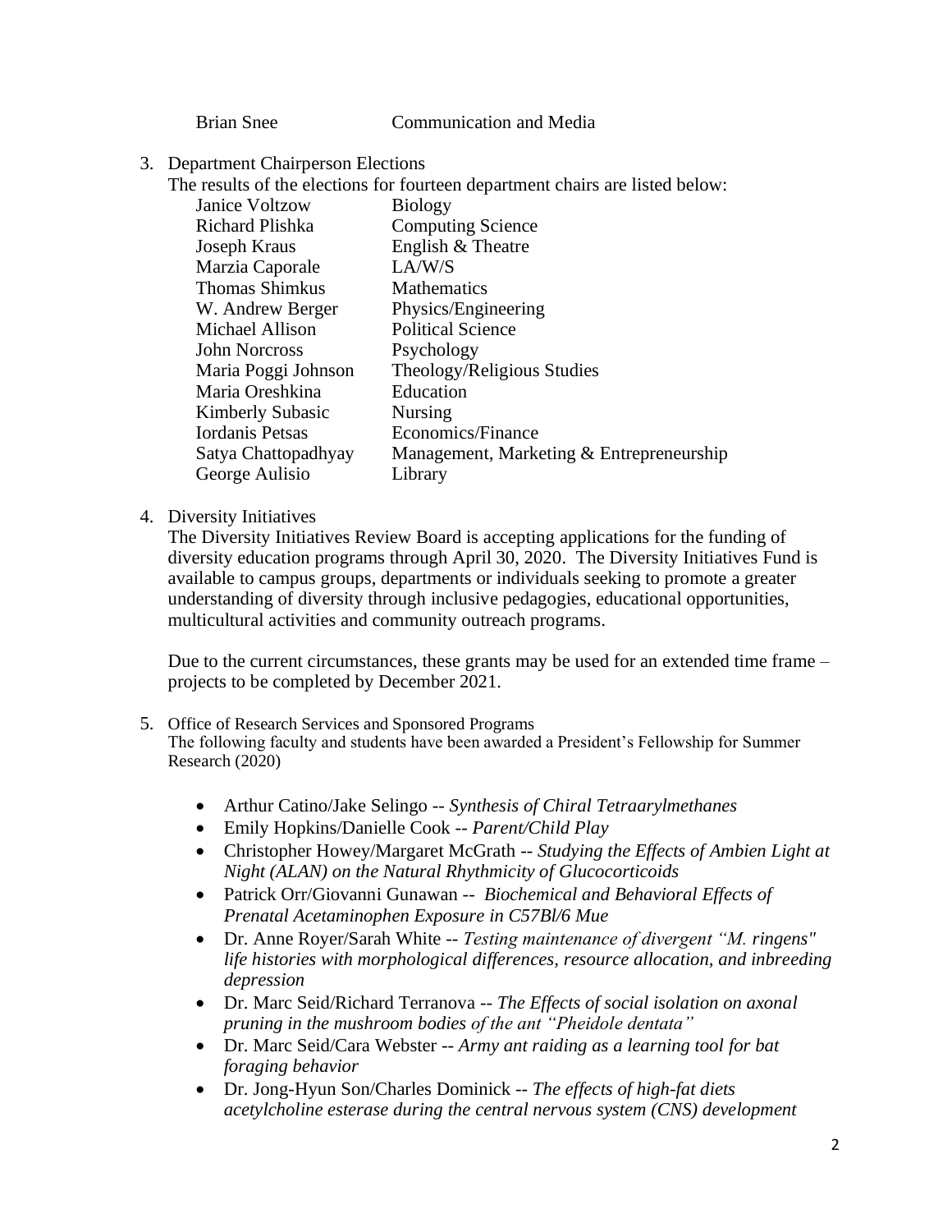| | |
|---|---|
| Brian Snee | Communication and Media |

3. Department Chairperson Elections
   The results of the elections for fourteen department chairs are listed below:

| | |
|---|---|
| Janice Voltzow | Biology |
| Richard Plishka | Computing Science |
| Joseph Kraus | English & Theatre |
| Marzia Caporale | LA/W/S |
| Thomas Shimkus | Mathematics |
| W. Andrew Berger | Physics/Engineering |
| Michael Allison | Political Science |
| John Norcross | Psychology |
| Maria Poggi Johnson | Theology/Religious Studies |
| Maria Oreshkina | Education |
| Kimberly Subasic | Nursing |
| Iordanis Petsas | Economics/Finance |
| Satya Chattopadhyay | Management, Marketing & Entrepreneurship |
| George Aulisio | Library |

4. Diversity Initiatives
   The Diversity Initiatives Review Board is accepting applications for the funding of diversity education programs through April 30, 2020. The Diversity Initiatives Fund is available to campus groups, departments or individuals seeking to promote a greater understanding of diversity through inclusive pedagogies, educational opportunities, multicultural activities and community outreach programs.

   Due to the current circumstances, these grants may be used for an extended time frame – projects to be completed by December 2021.

5. Office of Research Services and Sponsored Programs
   The following faculty and students have been awarded a President's Fellowship for Summer Research (2020)

   - Arthur Catino/Jake Selingo -- *Synthesis of Chiral Tetraarylmethanes*
   - Emily Hopkins/Danielle Cook -- *Parent/Child Play*
   - Christopher Howey/Margaret McGrath -- *Studying the Effects of Ambien Light at Night (ALAN) on the Natural Rhythmicity of Glucocorticoids*
   - Patrick Orr/Giovanni Gunawan -- *Biochemical and Behavioral Effects of Prenatal Acetaminophen Exposure in C57Bl/6 Mue*
   - Dr. Anne Royer/Sarah White -- *Testing maintenance of divergent "M. ringens" life histories with morphological differences, resource allocation, and inbreeding depression*
   - Dr. Marc Seid/Richard Terranova -- *The Effects of social isolation on axonal pruning in the mushroom bodies of the ant "Pheidole dentata"*
   - Dr. Marc Seid/Cara Webster -- *Army ant raiding as a learning tool for bat foraging behavior*
   - Dr. Jong-Hyun Son/Charles Dominick -- *The effects of high-fat diets acetylcholine esterase during the central nervous system (CNS) development*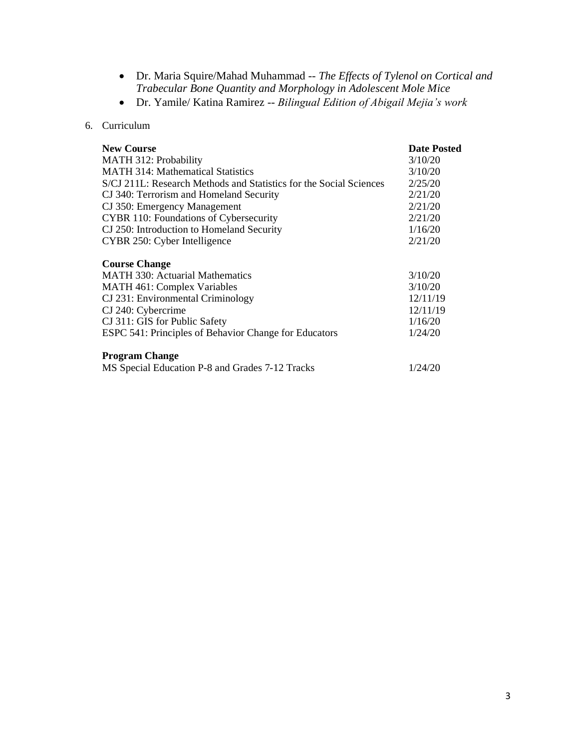- Dr. Maria Squire/Mahad Muhammad -- *The Effects of Tylenol on Cortical and Trabecular Bone Quantity and Morphology in Adolescent Mole Mice*
- Dr. Yamile/ Katina Ramirez -- *Bilingual Edition of Abigail Mejia's work*

6. Curriculum

| **New Course** | **Date Posted** |
| --- | --- |
| MATH 312: Probability | 3/10/20 |
| MATH 314: Mathematical Statistics | 3/10/20 |
| S/CJ 211L: Research Methods and Statistics for the Social Sciences | 2/25/20 |
| CJ 340: Terrorism and Homeland Security | 2/21/20 |
| CJ 350: Emergency Management | 2/21/20 |
| CYBR 110: Foundations of Cybersecurity | 2/21/20 |
| CJ 250: Introduction to Homeland Security | 1/16/20 |
| CYBR 250: Cyber Intelligence | 2/21/20 |
| **Course Change** | |
| MATH 330: Actuarial Mathematics | 3/10/20 |
| MATH 461: Complex Variables | 3/10/20 |
| CJ 231: Environmental Criminology | 12/11/19 |
| CJ 240: Cybercrime | 12/11/19 |
| CJ 311: GIS for Public Safety | 1/16/20 |
| ESPC 541: Principles of Behavior Change for Educators | 1/24/20 |
| **Program Change** | |
| MS Special Education P-8 and Grades 7-12 Tracks | 1/24/20 |